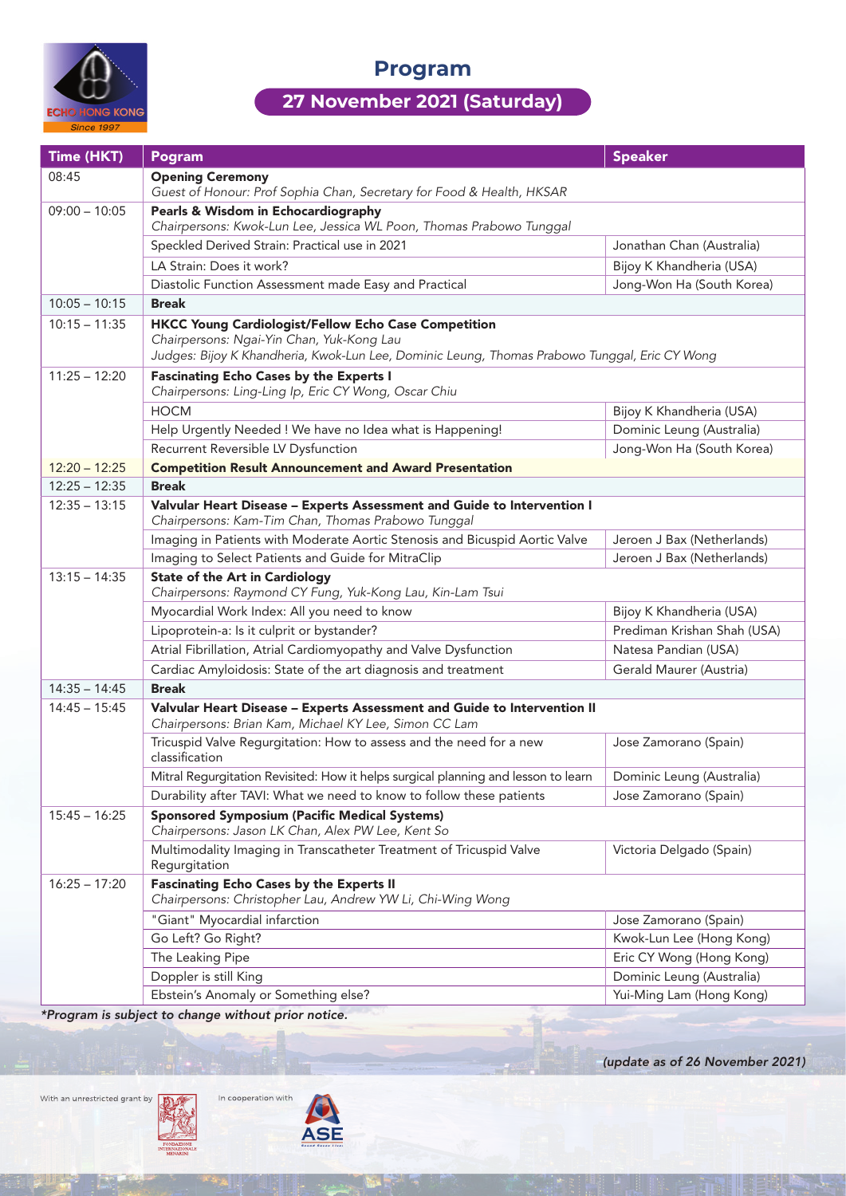# Program

## 27 November 2021 (Saturday)

| Time (HKT) | Pogram | Speaker |
|---|---|---|
| 08:45 | **Opening Ceremony**<br>*Guest of Honour: Prof Sophia Chan, Secretary for Food & Health, HKSAR* | |
| 09:00 – 10:05 | **Pearls & Wisdom in Echocardiography**<br>*Chairpersons: Kwok-Lun Lee, Jessica WL Poon, Thomas Prabowo Tunggal* | |
| | Speckled Derived Strain: Practical use in 2021 | Jonathan Chan (Australia) |
| | LA Strain: Does it work? | Bijoy K Khandheria (USA) |
| | Diastolic Function Assessment made Easy and Practical | Jong-Won Ha (South Korea) |
| 10:05 – 10:15 | **Break** | |
| 10:15 – 11:35 | **HKCC Young Cardiologist/Fellow Echo Case Competition**<br>*Chairpersons: Ngai-Yin Chan, Yuk-Kong Lau*<br>*Judges: Bijoy K Khandheria, Kwok-Lun Lee, Dominic Leung, Thomas Prabowo Tunggal, Eric CY Wong* | |
| 11:25 – 12:20 | **Fascinating Echo Cases by the Experts I**<br>*Chairpersons: Ling-Ling Ip, Eric CY Wong, Oscar Chiu* | |
| | HOCM | Bijoy K Khandheria (USA) |
| | Help Urgently Needed ! We have no Idea what is Happening! | Dominic Leung (Australia) |
| | Recurrent Reversible LV Dysfunction | Jong-Won Ha (South Korea) |
| 12:20 – 12:25 | **Competition Result Announcement and Award Presentation** | |
| 12:25 – 12:35 | **Break** | |
| 12:35 – 13:15 | **Valvular Heart Disease – Experts Assessment and Guide to Intervention I**<br>*Chairpersons: Kam-Tim Chan, Thomas Prabowo Tunggal* | |
| | Imaging in Patients with Moderate Aortic Stenosis and Bicuspid Aortic Valve | Jeroen J Bax (Netherlands) |
| | Imaging to Select Patients and Guide for MitraClip | Jeroen J Bax (Netherlands) |
| 13:15 – 14:35 | **State of the Art in Cardiology**<br>*Chairpersons: Raymond CY Fung, Yuk-Kong Lau, Kin-Lam Tsui* | |
| | Myocardial Work Index: All you need to know | Bijoy K Khandheria (USA) |
| | Lipoprotein-a: Is it culprit or bystander? | Prediman Krishan Shah (USA) |
| | Atrial Fibrillation, Atrial Cardiomyopathy and Valve Dysfunction | Natesa Pandian (USA) |
| | Cardiac Amyloidosis: State of the art diagnosis and treatment | Gerald Maurer (Austria) |
| 14:35 – 14:45 | **Break** | |
| 14:45 – 15:45 | **Valvular Heart Disease – Experts Assessment and Guide to Intervention II**<br>*Chairpersons: Brian Kam, Michael KY Lee, Simon CC Lam* | |
| | Tricuspid Valve Regurgitation: How to assess and the need for a new classification | Jose Zamorano (Spain) |
| | Mitral Regurgitation Revisited: How it helps surgical planning and lesson to learn | Dominic Leung (Australia) |
| | Durability after TAVI: What we need to know to follow these patients | Jose Zamorano (Spain) |
| 15:45 – 16:25 | **Sponsored Symposium (Pacific Medical Systems)**<br>*Chairpersons: Jason LK Chan, Alex PW Lee, Kent So* | |
| | Multimodality Imaging in Transcatheter Treatment of Tricuspid Valve Regurgitation | Victoria Delgado (Spain) |
| 16:25 – 17:20 | **Fascinating Echo Cases by the Experts II**<br>*Chairpersons: Christopher Lau, Andrew YW Li, Chi-Wing Wong* | |
| | "Giant" Myocardial infarction | Jose Zamorano (Spain) |
| | Go Left? Go Right? | Kwok-Lun Lee (Hong Kong) |
| | The Leaking Pipe | Eric CY Wong (Hong Kong) |
| | Doppler is still King | Dominic Leung (Australia) |
| | Ebstein's Anomaly or Something else? | Yui-Ming Lam (Hong Kong) |

***Program is subject to change without prior notice.***

*(update as of 26 November 2021)*

With an unrestricted grant by

In cooperation with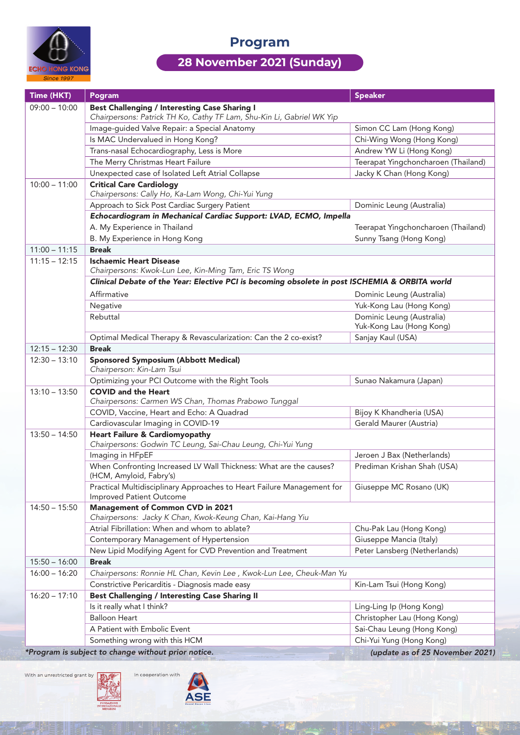# Program

## 28 November 2021 (Sunday)

| Time (HKT) | Pogram | Speaker |
|---|---|---|
| 09:00 – 10:00 | **Best Challenging / Interesting Case Sharing I**<br>*Chairpersons: Patrick TH Ko, Cathy TF Lam, Shu-Kin Li, Gabriel WK Yip* | |
| | Image-guided Valve Repair: a Special Anatomy | Simon CC Lam (Hong Kong) |
| | Is MAC Undervalued in Hong Kong? | Chi-Wing Wong (Hong Kong) |
| | Trans-nasal Echocardiography, Less is More | Andrew YW Li (Hong Kong) |
| | The Merry Christmas Heart Failure | Teerapat Yingchoncharoen (Thailand) |
| | Unexpected case of Isolated Left Atrial Collapse | Jacky K Chan (Hong Kong) |
| 10:00 – 11:00 | **Critical Care Cardiology**<br>*Chairpersons: Cally Ho, Ka-Lam Wong, Chi-Yui Yung* | |
| | Approach to Sick Post Cardiac Surgery Patient | Dominic Leung (Australia) |
| | ***Echocardiogram in Mechanical Cardiac Support: LVAD, ECMO, Impella*** | |
| | A. My Experience in Thailand | Teerapat Yingchoncharoen (Thailand) |
| | B. My Experience in Hong Kong | Sunny Tsang (Hong Kong) |
| 11:00 – 11:15 | **Break** | |
| 11:15 – 12:15 | **Ischaemic Heart Disease**<br>*Chairpersons: Kwok-Lun Lee, Kin-Ming Tam, Eric TS Wong* | |
| | ***Clinical Debate of the Year: Elective PCI is becoming obsolete in post ISCHEMIA & ORBITA world*** | |
| | Affirmative | Dominic Leung (Australia) |
| | Negative | Yuk-Kong Lau (Hong Kong) |
| | Rebuttal | Dominic Leung (Australia)<br>Yuk-Kong Lau (Hong Kong) |
| | Optimal Medical Therapy & Revascularization: Can the 2 co-exist? | Sanjay Kaul (USA) |
| 12:15 – 12:30 | **Break** | |
| 12:30 – 13:10 | **Sponsored Symposium (Abbott Medical)**<br>*Chairperson: Kin-Lam Tsui* | |
| | Optimizing your PCI Outcome with the Right Tools | Sunao Nakamura (Japan) |
| 13:10 – 13:50 | **COVID and the Heart**<br>*Chairpersons: Carmen WS Chan, Thomas Prabowo Tunggal* | |
| | COVID, Vaccine, Heart and Echo: A Quadrad | Bijoy K Khandheria (USA) |
| | Cardiovascular Imaging in COVID-19 | Gerald Maurer (Austria) |
| 13:50 – 14:50 | **Heart Failure & Cardiomyopathy**<br>*Chairpersons: Godwin TC Leung, Sai-Chau Leung, Chi-Yui Yung* | |
| | Imaging in HFpEF | Jeroen J Bax (Netherlands) |
| | When Confronting Increased LV Wall Thickness: What are the causes? (HCM, Amyloid, Fabry's) | Prediman Krishan Shah (USA) |
| | Practical Multidisciplinary Approaches to Heart Failure Management for Improved Patient Outcome | Giuseppe MC Rosano (UK) |
| 14:50 – 15:50 | **Management of Common CVD in 2021**<br>*Chairpersons: Jacky K Chan, Kwok-Keung Chan, Kai-Hang Yiu* | |
| | Atrial Fibrillation: When and whom to ablate? | Chu-Pak Lau (Hong Kong) |
| | Contemporary Management of Hypertension | Giuseppe Mancia (Italy) |
| | New Lipid Modifying Agent for CVD Prevention and Treatment | Peter Lansberg (Netherlands) |
| 15:50 – 16:00 | **Break** | |
| 16:00 – 16:20 | *Chairpersons: Ronnie HL Chan, Kevin Lee , Kwok-Lun Lee, Cheuk-Man Yu* | |
| | Constrictive Pericarditis - Diagnosis made easy | Kin-Lam Tsui (Hong Kong) |
| 16:20 – 17:10 | **Best Challenging / Interesting Case Sharing II** | |
| | Is it really what I think? | Ling-Ling Ip (Hong Kong) |
| | Balloon Heart | Christopher Lau (Hong Kong) |
| | A Patient with Embolic Event | Sai-Chau Leung (Hong Kong) |
| | Something wrong with this HCM | Chi-Yui Yung (Hong Kong) |

***Program is subject to change without prior notice.*** *(update as of 25 November 2021)*

With an unrestricted grant by

In cooperation with